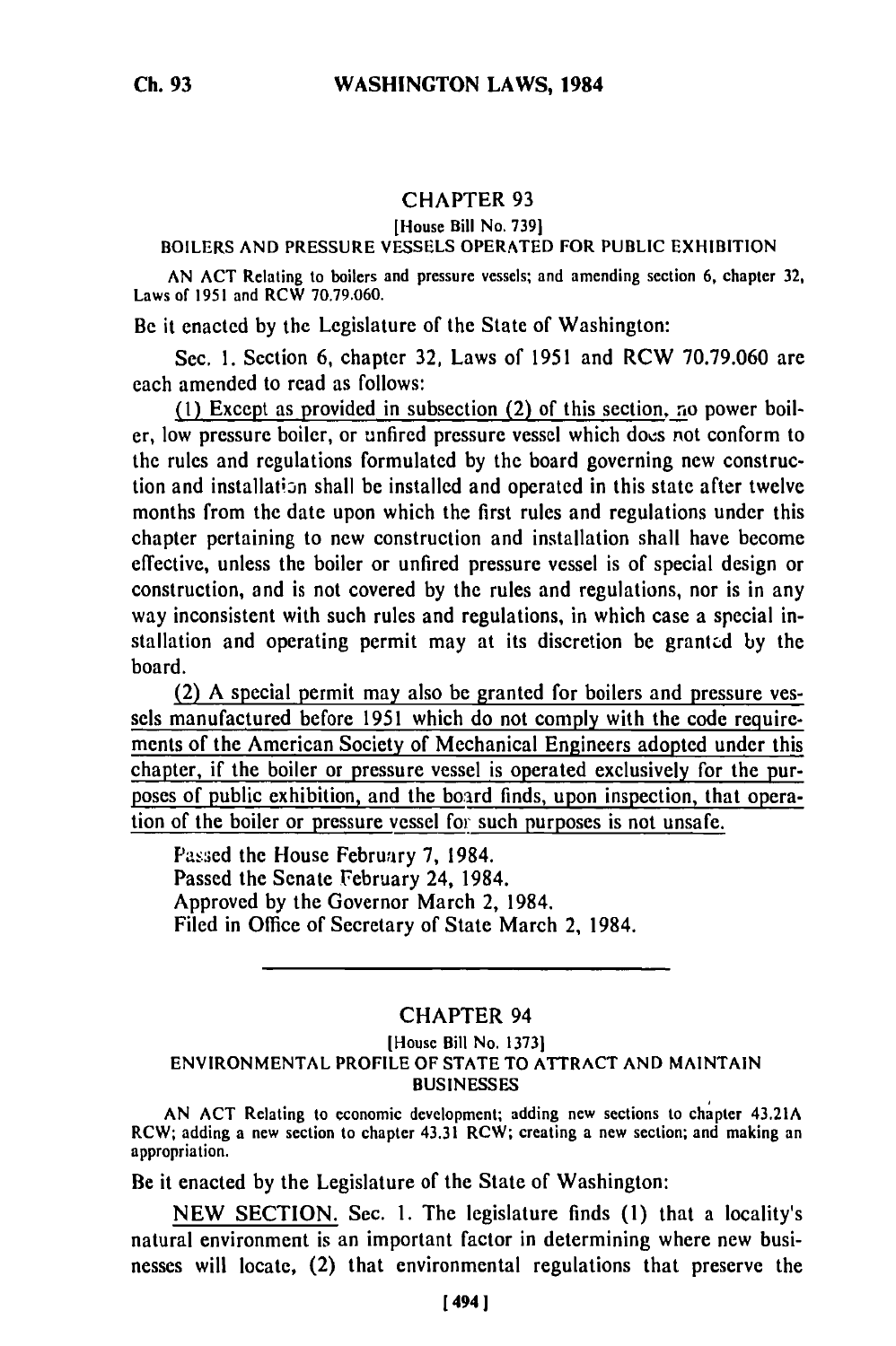## CHAPTER 93

[House Bill No. 739]

BOILERS AND PRESSURE VESSELS OPERATED FOR PUBLIC EXHIBITION

AN ACT Relating to boilers and pressure vessels; and amending section 6, chapter 32, Laws of 1951 and RCW 70.79.060.

Be it enacted by the Legislature of the State of Washington:

Sec. 1. Section 6, chapter 32, Laws of 1951 and RCW 70.79.060 are each amended to read as follows:

(1) Except as provided in subsection (2) of this section, no power boiler, low pressure boiler, or unfired pressure vessel which does not conform to the rules and regulations formulated by the board governing new construction and installation shall be installed and operated in this state after twelve months from the date upon which the first rules and regulations under this chapter pertaining to new construction and installation shall have become effective, unless the boiler or unfired pressure vessel is of special design or construction, and is not covered by the rules and regulations, nor is in any way inconsistent with such rules and regulations, in which case a special installation and operating permit may at its discretion be granted by the board.

(2) A special permit may also be granted for boilers and pressure vessels manufactured before 1951 which do not comply with the code requirements of the American Society of Mechanical Engineers adopted under this chapter, if the boiler or pressure vessel is operated exclusively for the purposes of public exhibition, and the board finds, upon inspection, that operation of the boiler or pressure vessel for such purposes is not unsafe.

Passed the House February 7, 1984.
Passed the Senate February 24, 1984.
Approved by the Governor March 2, 1984.
Filed in Office of Secretary of State March 2, 1984.

---

## CHAPTER 94

[House Bill No. 1373]

ENVIRONMENTAL PROFILE OF STATE TO ATTRACT AND MAINTAIN BUSINESSES

AN ACT Relating to economic development; adding new sections to chapter 43.21A RCW; adding a new section to chapter 43.31 RCW; creating a new section; and making an appropriation.

Be it enacted by the Legislature of the State of Washington:

NEW SECTION. Sec. 1. The legislature finds (1) that a locality's natural environment is an important factor in determining where new businesses will locate, (2) that environmental regulations that preserve the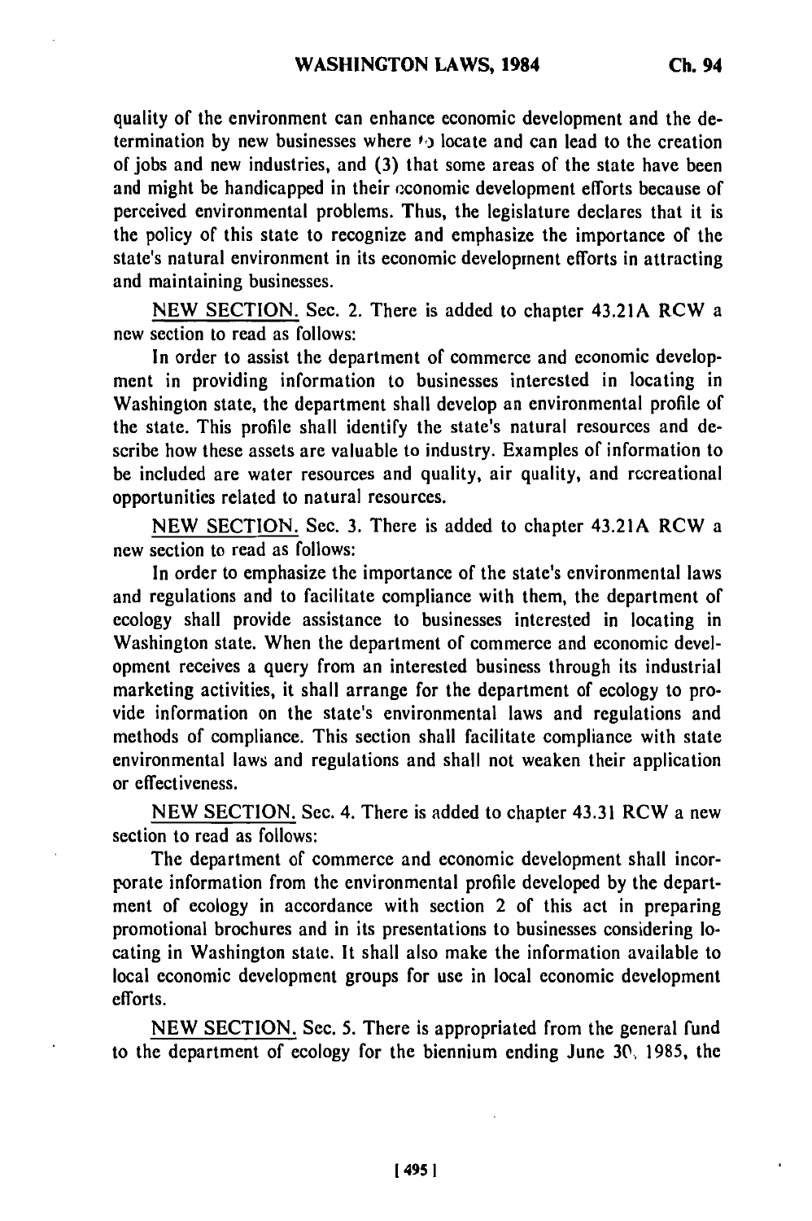quality of the environment can enhance economic development and the determination by new businesses where to locate and can lead to the creation of jobs and new industries, and (3) that some areas of the state have been and might be handicapped in their economic development efforts because of perceived environmental problems. Thus, the legislature declares that it is the policy of this state to recognize and emphasize the importance of the state's natural environment in its economic development efforts in attracting and maintaining businesses.

NEW SECTION. Sec. 2. There is added to chapter 43.21A RCW a new section to read as follows:

In order to assist the department of commerce and economic development in providing information to businesses interested in locating in Washington state, the department shall develop an environmental profile of the state. This profile shall identify the state's natural resources and describe how these assets are valuable to industry. Examples of information to be included are water resources and quality, air quality, and recreational opportunities related to natural resources.

NEW SECTION. Sec. 3. There is added to chapter 43.21A RCW a new section to read as follows:

In order to emphasize the importance of the state's environmental laws and regulations and to facilitate compliance with them, the department of ecology shall provide assistance to businesses interested in locating in Washington state. When the department of commerce and economic development receives a query from an interested business through its industrial marketing activities, it shall arrange for the department of ecology to provide information on the state's environmental laws and regulations and methods of compliance. This section shall facilitate compliance with state environmental laws and regulations and shall not weaken their application or effectiveness.

NEW SECTION. Sec. 4. There is added to chapter 43.31 RCW a new section to read as follows:

The department of commerce and economic development shall incorporate information from the environmental profile developed by the department of ecology in accordance with section 2 of this act in preparing promotional brochures and in its presentations to businesses considering locating in Washington state. It shall also make the information available to local economic development groups for use in local economic development efforts.

NEW SECTION. Sec. 5. There is appropriated from the general fund to the department of ecology for the biennium ending June 30, 1985, the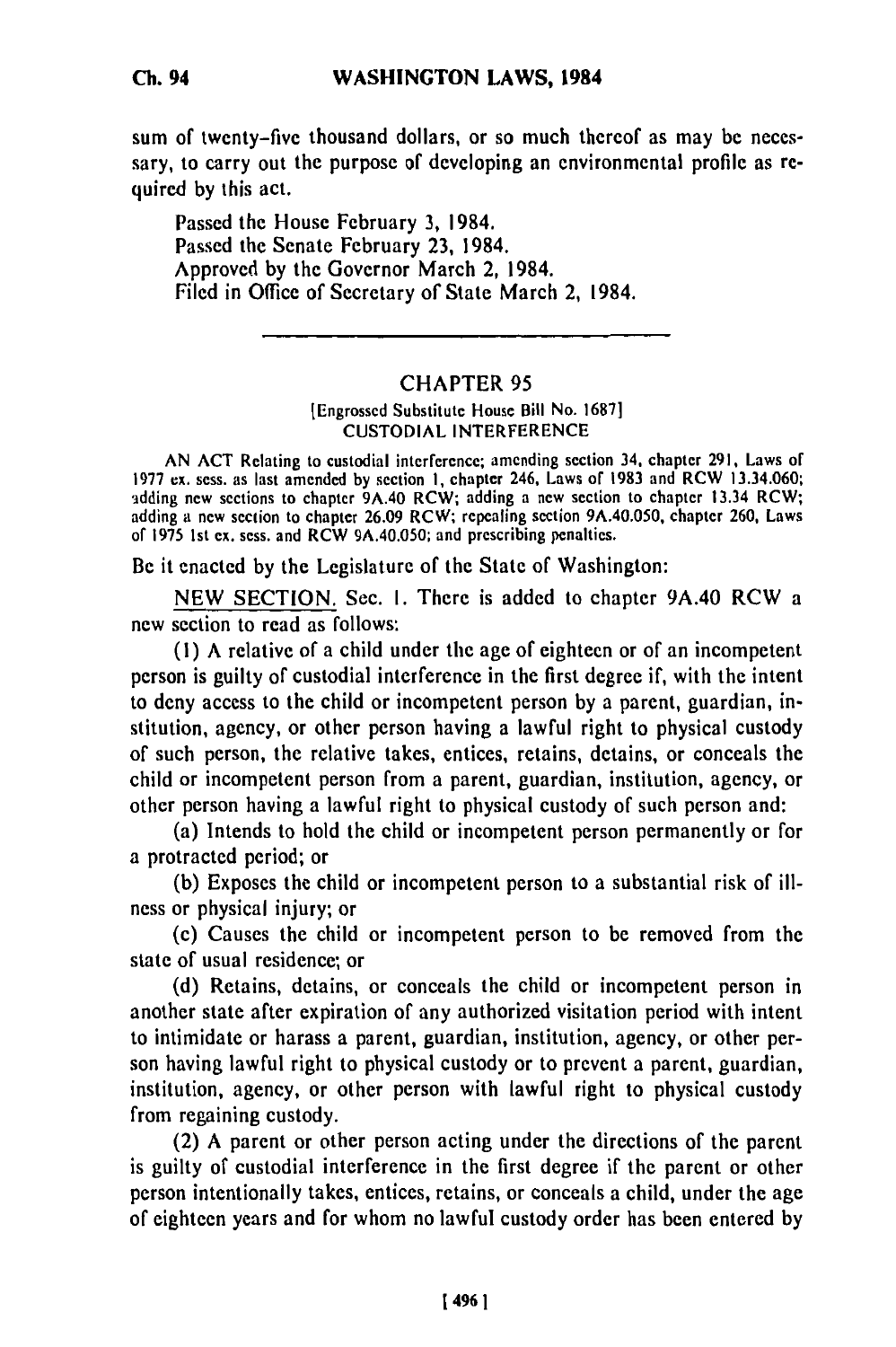sum of twenty-five thousand dollars, or so much thereof as may be necessary, to carry out the purpose of developing an environmental profile as required by this act.

Passed the House February 3, 1984.
Passed the Senate February 23, 1984.
Approved by the Governor March 2, 1984.
Filed in Office of Secretary of State March 2, 1984.

---

## CHAPTER 95

[Engrossed Substitute House Bill No. 1687]
CUSTODIAL INTERFERENCE

AN ACT Relating to custodial interference; amending section 34, chapter 291, Laws of 1977 ex. sess. as last amended by section 1, chapter 246, Laws of 1983 and RCW 13.34.060; adding new sections to chapter 9A.40 RCW; adding a new section to chapter 13.34 RCW; adding a new section to chapter 26.09 RCW; repealing section 9A.40.050, chapter 260, Laws of 1975 1st ex. sess. and RCW 9A.40.050; and prescribing penalties.

Be it enacted by the Legislature of the State of Washington:

NEW SECTION. Sec. 1. There is added to chapter 9A.40 RCW a new section to read as follows:

(1) A relative of a child under the age of eighteen or of an incompetent person is guilty of custodial interference in the first degree if, with the intent to deny access to the child or incompetent person by a parent, guardian, institution, agency, or other person having a lawful right to physical custody of such person, the relative takes, entices, retains, detains, or conceals the child or incompetent person from a parent, guardian, institution, agency, or other person having a lawful right to physical custody of such person and:

(a) Intends to hold the child or incompetent person permanently or for a protracted period; or

(b) Exposes the child or incompetent person to a substantial risk of illness or physical injury; or

(c) Causes the child or incompetent person to be removed from the state of usual residence; or

(d) Retains, detains, or conceals the child or incompetent person in another state after expiration of any authorized visitation period with intent to intimidate or harass a parent, guardian, institution, agency, or other person having lawful right to physical custody or to prevent a parent, guardian, institution, agency, or other person with lawful right to physical custody from regaining custody.

(2) A parent or other person acting under the directions of the parent is guilty of custodial interference in the first degree if the parent or other person intentionally takes, entices, retains, or conceals a child, under the age of eighteen years and for whom no lawful custody order has been entered by